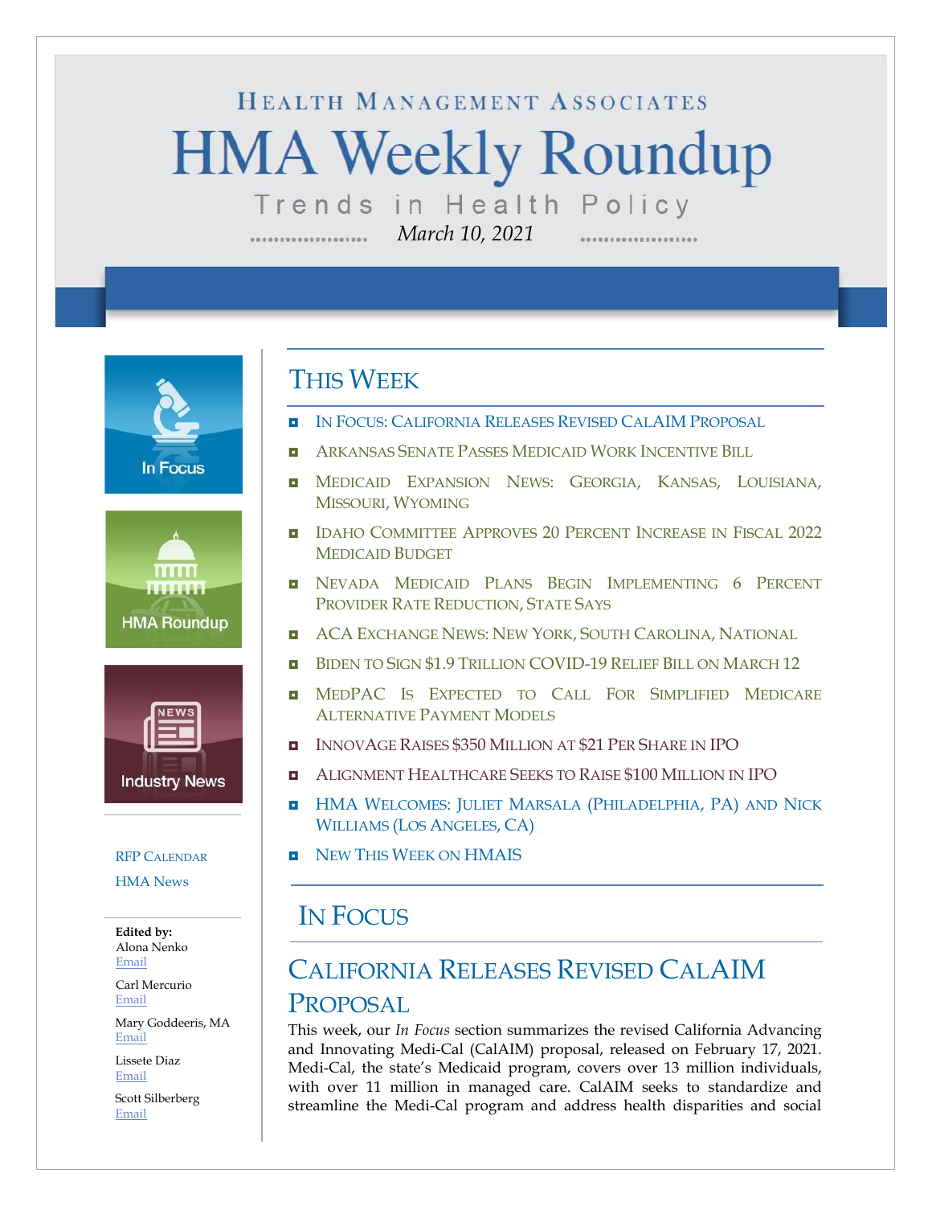HEALTH MANAGEMENT ASSOCIATES

# HMA Weekly Roundup

Trends in Health Policy

*March 10, 2021*

In Focus

HMA Roundup

Industry News

RFP CALENDAR

HMA News

**Edited by:**
Alona Nenko
Email

Carl Mercurio
Email

Mary Goddeeris, MA
Email

Lissete Diaz
Email

Scott Silberberg
Email

## THIS WEEK

- IN FOCUS: CALIFORNIA RELEASES REVISED CALAIM PROPOSAL
- ARKANSAS SENATE PASSES MEDICAID WORK INCENTIVE BILL
- MEDICAID EXPANSION NEWS: GEORGIA, KANSAS, LOUISIANA, MISSOURI, WYOMING
- IDAHO COMMITTEE APPROVES 20 PERCENT INCREASE IN FISCAL 2022 MEDICAID BUDGET
- NEVADA MEDICAID PLANS BEGIN IMPLEMENTING 6 PERCENT PROVIDER RATE REDUCTION, STATE SAYS
- ACA EXCHANGE NEWS: NEW YORK, SOUTH CAROLINA, NATIONAL
- BIDEN TO SIGN $1.9 TRILLION COVID-19 RELIEF BILL ON MARCH 12
- MEDPAC IS EXPECTED TO CALL FOR SIMPLIFIED MEDICARE ALTERNATIVE PAYMENT MODELS
- INNOVAGE RAISES $350 MILLION AT $21 PER SHARE IN IPO
- ALIGNMENT HEALTHCARE SEEKS TO RAISE $100 MILLION IN IPO
- HMA WELCOMES: JULIET MARSALA (PHILADELPHIA, PA) AND NICK WILLIAMS (LOS ANGELES, CA)
- NEW THIS WEEK ON HMAIS

## IN FOCUS

### CALIFORNIA RELEASES REVISED CALAIM PROPOSAL

This week, our *In Focus* section summarizes the revised California Advancing and Innovating Medi-Cal (CalAIM) proposal, released on February 17, 2021. Medi-Cal, the state's Medicaid program, covers over 13 million individuals, with over 11 million in managed care. CalAIM seeks to standardize and streamline the Medi-Cal program and address health disparities and social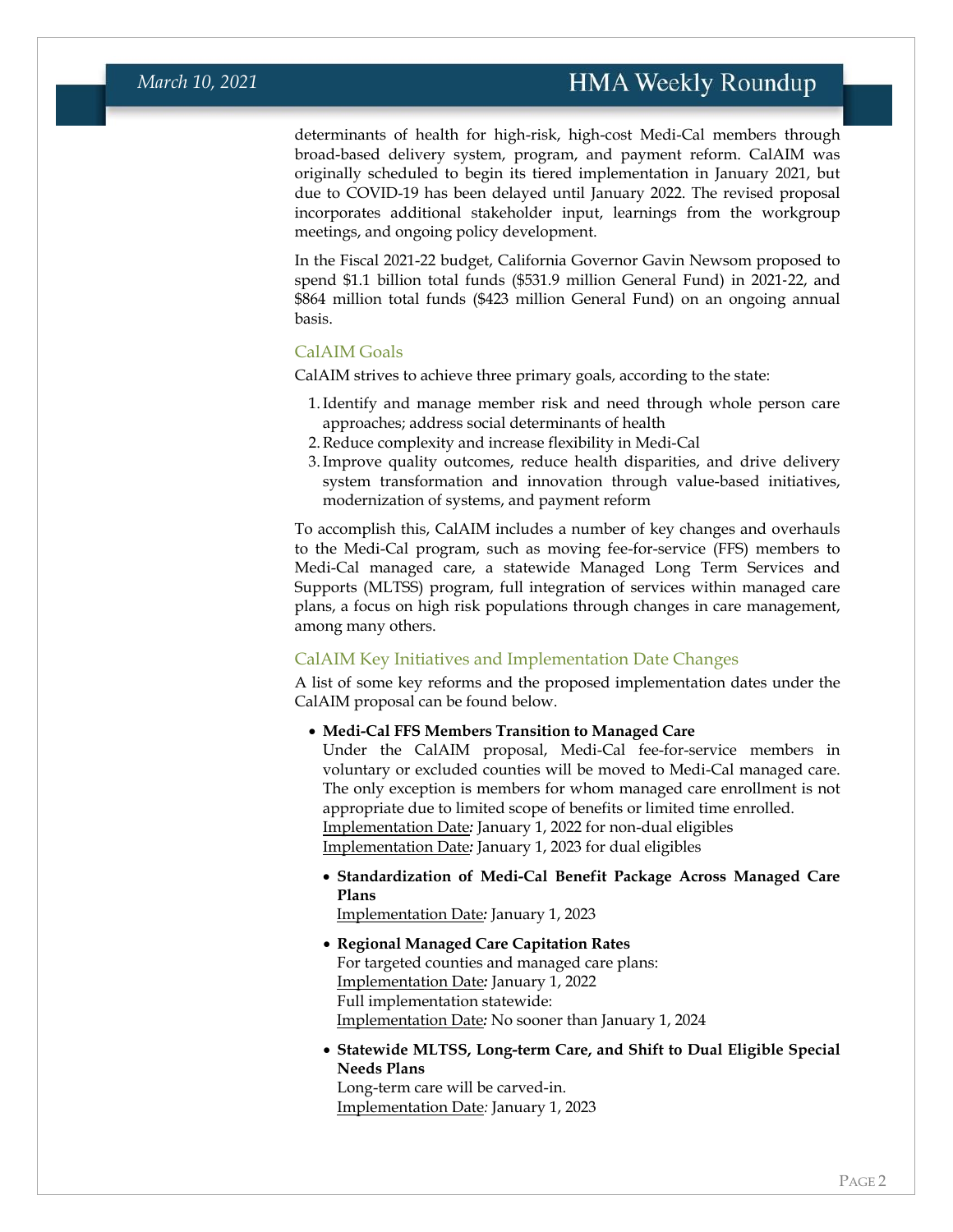determinants of health for high-risk, high-cost Medi-Cal members through broad-based delivery system, program, and payment reform. CalAIM was originally scheduled to begin its tiered implementation in January 2021, but due to COVID-19 has been delayed until January 2022. The revised proposal incorporates additional stakeholder input, learnings from the workgroup meetings, and ongoing policy development.

In the Fiscal 2021-22 budget, California Governor Gavin Newsom proposed to spend $1.1 billion total funds ($531.9 million General Fund) in 2021-22, and $864 million total funds ($423 million General Fund) on an ongoing annual basis.

### CalAIM Goals

CalAIM strives to achieve three primary goals, according to the state:

1. Identify and manage member risk and need through whole person care approaches; address social determinants of health
2. Reduce complexity and increase flexibility in Medi-Cal
3. Improve quality outcomes, reduce health disparities, and drive delivery system transformation and innovation through value-based initiatives, modernization of systems, and payment reform

To accomplish this, CalAIM includes a number of key changes and overhauls to the Medi-Cal program, such as moving fee-for-service (FFS) members to Medi-Cal managed care, a statewide Managed Long Term Services and Supports (MLTSS) program, full integration of services within managed care plans, a focus on high risk populations through changes in care management, among many others.

### CalAIM Key Initiatives and Implementation Date Changes

A list of some key reforms and the proposed implementation dates under the CalAIM proposal can be found below.

- **Medi-Cal FFS Members Transition to Managed Care**
  Under the CalAIM proposal, Medi-Cal fee-for-service members in voluntary or excluded counties will be moved to Medi-Cal managed care. The only exception is members for whom managed care enrollment is not appropriate due to limited scope of benefits or limited time enrolled.
  Implementation Date*:* January 1, 2022 for non-dual eligibles
  Implementation Date*:* January 1, 2023 for dual eligibles

- **Standardization of Medi-Cal Benefit Package Across Managed Care Plans**
  Implementation Date*:* January 1, 2023

- **Regional Managed Care Capitation Rates**
  For targeted counties and managed care plans:
  Implementation Date*:* January 1, 2022
  Full implementation statewide:
  Implementation Date*:* No sooner than January 1, 2024

- **Statewide MLTSS, Long-term Care, and Shift to Dual Eligible Special Needs Plans**
  Long-term care will be carved-in.
  Implementation Date*:* January 1, 2023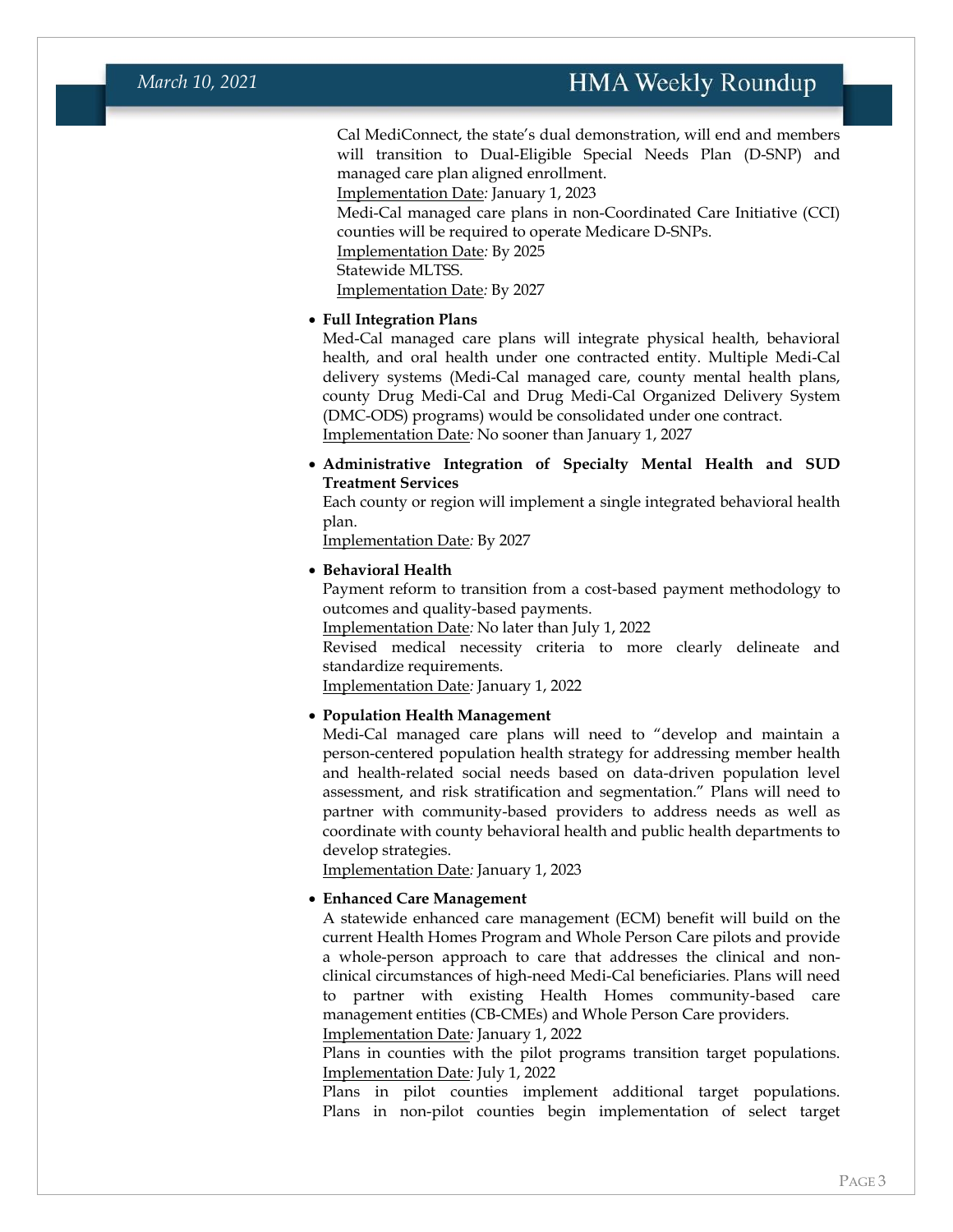Cal MediConnect, the state's dual demonstration, will end and members will transition to Dual-Eligible Special Needs Plan (D-SNP) and managed care plan aligned enrollment.
<u>Implementation Date</u>*:* January 1, 2023
Medi-Cal managed care plans in non-Coordinated Care Initiative (CCI) counties will be required to operate Medicare D-SNPs.
<u>Implementation Date</u>*:* By 2025
Statewide MLTSS.
<u>Implementation Date</u>*:* By 2027

- **Full Integration Plans**
  Med-Cal managed care plans will integrate physical health, behavioral health, and oral health under one contracted entity. Multiple Medi-Cal delivery systems (Medi-Cal managed care, county mental health plans, county Drug Medi-Cal and Drug Medi-Cal Organized Delivery System (DMC-ODS) programs) would be consolidated under one contract.
  <u>Implementation Date</u>*:* No sooner than January 1, 2027

- **Administrative Integration of Specialty Mental Health and SUD Treatment Services**
  Each county or region will implement a single integrated behavioral health plan.
  <u>Implementation Date</u>*:* By 2027

- **Behavioral Health**
  Payment reform to transition from a cost-based payment methodology to outcomes and quality-based payments.
  <u>Implementation Date</u>*:* No later than July 1, 2022
  Revised medical necessity criteria to more clearly delineate and standardize requirements.
  <u>Implementation Date</u>*:* January 1, 2022

- **Population Health Management**
  Medi-Cal managed care plans will need to "develop and maintain a person-centered population health strategy for addressing member health and health-related social needs based on data-driven population level assessment, and risk stratification and segmentation." Plans will need to partner with community-based providers to address needs as well as coordinate with county behavioral health and public health departments to develop strategies.
  <u>Implementation Date</u>*:* January 1, 2023

- **Enhanced Care Management**
  A statewide enhanced care management (ECM) benefit will build on the current Health Homes Program and Whole Person Care pilots and provide a whole-person approach to care that addresses the clinical and non-clinical circumstances of high-need Medi-Cal beneficiaries. Plans will need to partner with existing Health Homes community-based care management entities (CB-CMEs) and Whole Person Care providers.
  <u>Implementation Date</u>*:* January 1, 2022
  Plans in counties with the pilot programs transition target populations.
  <u>Implementation Date</u>*:* July 1, 2022
  Plans in pilot counties implement additional target populations. Plans in non-pilot counties begin implementation of select target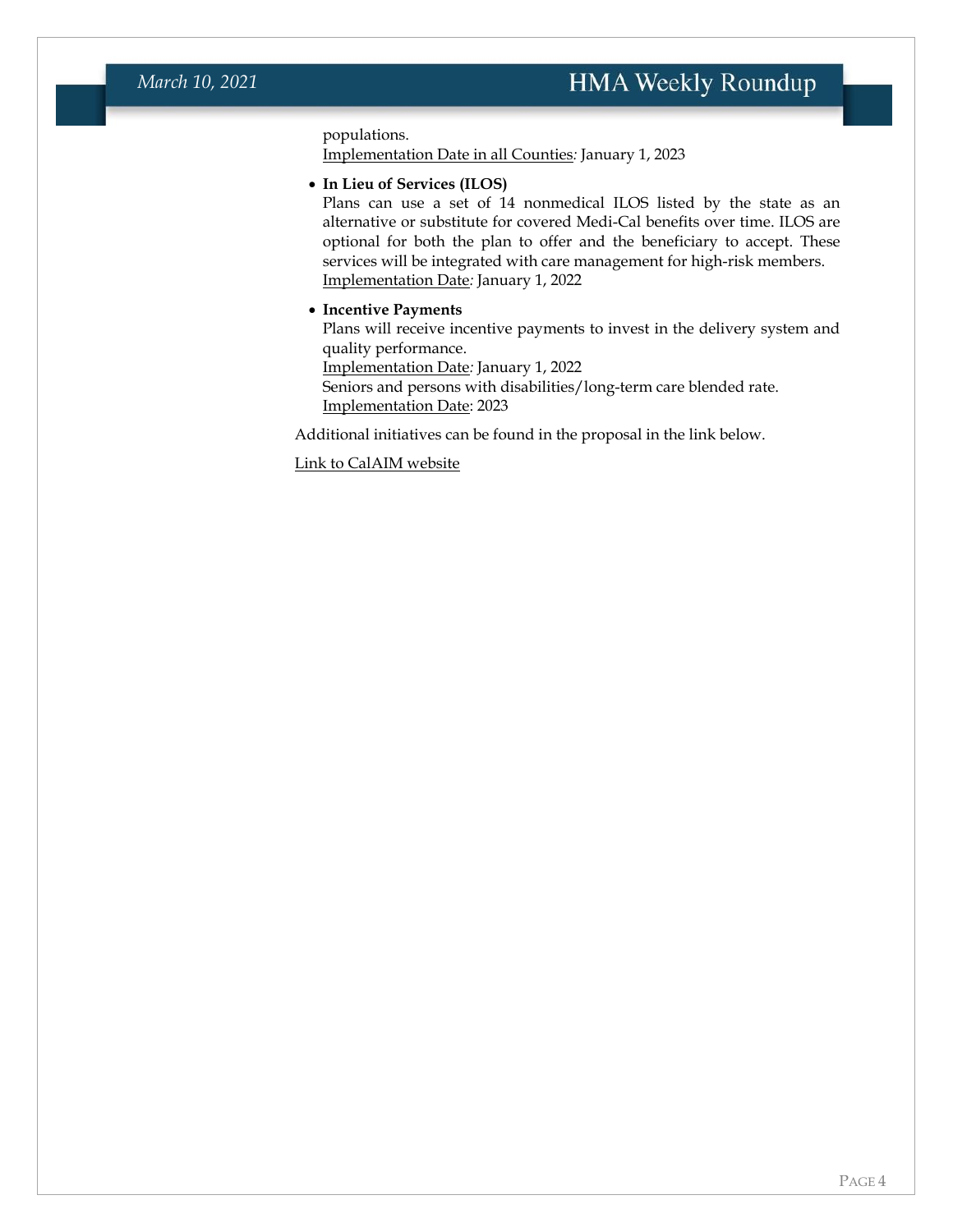populations.
Implementation Date in all Counties*:* January 1, 2023

- **In Lieu of Services (ILOS)**
  Plans can use a set of 14 nonmedical ILOS listed by the state as an alternative or substitute for covered Medi-Cal benefits over time. ILOS are optional for both the plan to offer and the beneficiary to accept. These services will be integrated with care management for high-risk members.
  Implementation Date*:* January 1, 2022

- **Incentive Payments**
  Plans will receive incentive payments to invest in the delivery system and quality performance.
  Implementation Date*:* January 1, 2022
  Seniors and persons with disabilities/long-term care blended rate.
  Implementation Date: 2023

Additional initiatives can be found in the proposal in the link below.

Link to CalAIM website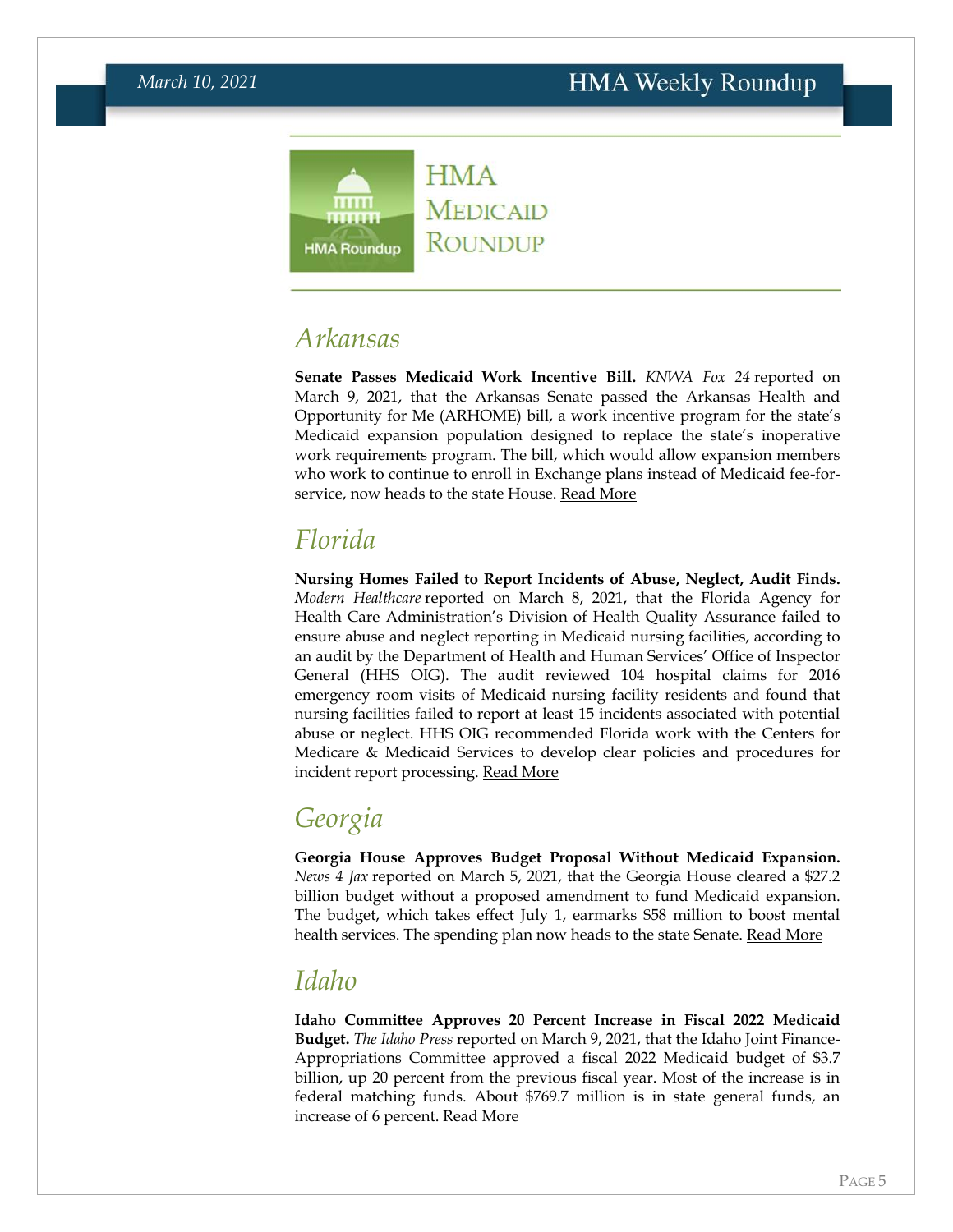# HMA Medicaid Roundup

## Arkansas

**Senate Passes Medicaid Work Incentive Bill.** *KNWA Fox 24* reported on March 9, 2021, that the Arkansas Senate passed the Arkansas Health and Opportunity for Me (ARHOME) bill, a work incentive program for the state's Medicaid expansion population designed to replace the state's inoperative work requirements program. The bill, which would allow expansion members who work to continue to enroll in Exchange plans instead of Medicaid fee-for-service, now heads to the state House. Read More

## Florida

**Nursing Homes Failed to Report Incidents of Abuse, Neglect, Audit Finds.** *Modern Healthcare* reported on March 8, 2021, that the Florida Agency for Health Care Administration's Division of Health Quality Assurance failed to ensure abuse and neglect reporting in Medicaid nursing facilities, according to an audit by the Department of Health and Human Services' Office of Inspector General (HHS OIG). The audit reviewed 104 hospital claims for 2016 emergency room visits of Medicaid nursing facility residents and found that nursing facilities failed to report at least 15 incidents associated with potential abuse or neglect. HHS OIG recommended Florida work with the Centers for Medicare & Medicaid Services to develop clear policies and procedures for incident report processing. Read More

## Georgia

**Georgia House Approves Budget Proposal Without Medicaid Expansion.** *News 4 Jax* reported on March 5, 2021, that the Georgia House cleared a $27.2 billion budget without a proposed amendment to fund Medicaid expansion. The budget, which takes effect July 1, earmarks $58 million to boost mental health services. The spending plan now heads to the state Senate. Read More

## Idaho

**Idaho Committee Approves 20 Percent Increase in Fiscal 2022 Medicaid Budget.** *The Idaho Press* reported on March 9, 2021, that the Idaho Joint Finance-Appropriations Committee approved a fiscal 2022 Medicaid budget of $3.7 billion, up 20 percent from the previous fiscal year. Most of the increase is in federal matching funds. About $769.7 million is in state general funds, an increase of 6 percent. Read More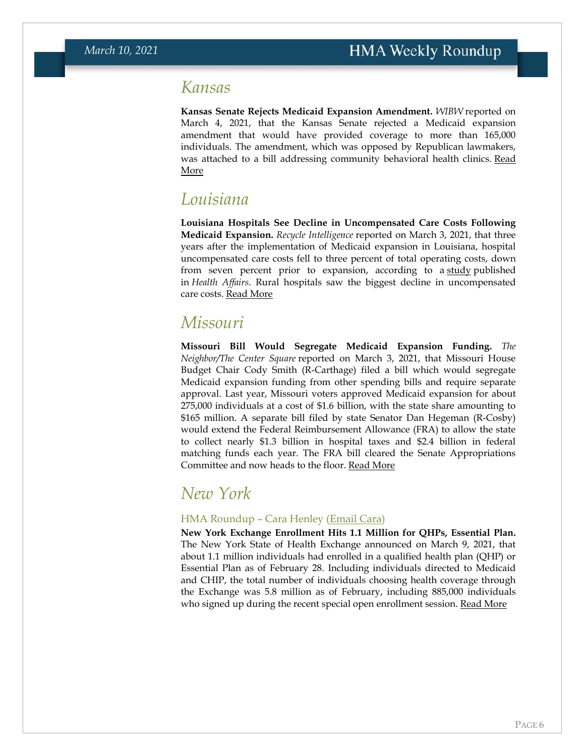## Kansas

**Kansas Senate Rejects Medicaid Expansion Amendment.** *WIBW* reported on March 4, 2021, that the Kansas Senate rejected a Medicaid expansion amendment that would have provided coverage to more than 165,000 individuals. The amendment, which was opposed by Republican lawmakers, was attached to a bill addressing community behavioral health clinics. Read More

## Louisiana

**Louisiana Hospitals See Decline in Uncompensated Care Costs Following Medicaid Expansion.** *Recycle Intelligence* reported on March 3, 2021, that three years after the implementation of Medicaid expansion in Louisiana, hospital uncompensated care costs fell to three percent of total operating costs, down from seven percent prior to expansion, according to a study published in *Health Affairs*. Rural hospitals saw the biggest decline in uncompensated care costs. Read More

## Missouri

**Missouri Bill Would Segregate Medicaid Expansion Funding.** *The Neighbor/The Center Square* reported on March 3, 2021, that Missouri House Budget Chair Cody Smith (R-Carthage) filed a bill which would segregate Medicaid expansion funding from other spending bills and require separate approval. Last year, Missouri voters approved Medicaid expansion for about 275,000 individuals at a cost of $1.6 billion, with the state share amounting to $165 million. A separate bill filed by state Senator Dan Hegeman (R-Cosby) would extend the Federal Reimbursement Allowance (FRA) to allow the state to collect nearly $1.3 billion in hospital taxes and $2.4 billion in federal matching funds each year. The FRA bill cleared the Senate Appropriations Committee and now heads to the floor. Read More

## New York

### HMA Roundup – Cara Henley (Email Cara)

**New York Exchange Enrollment Hits 1.1 Million for QHPs, Essential Plan.** The New York State of Health Exchange announced on March 9, 2021, that about 1.1 million individuals had enrolled in a qualified health plan (QHP) or Essential Plan as of February 28. Including individuals directed to Medicaid and CHIP, the total number of individuals choosing health coverage through the Exchange was 5.8 million as of February, including 885,000 individuals who signed up during the recent special open enrollment session. Read More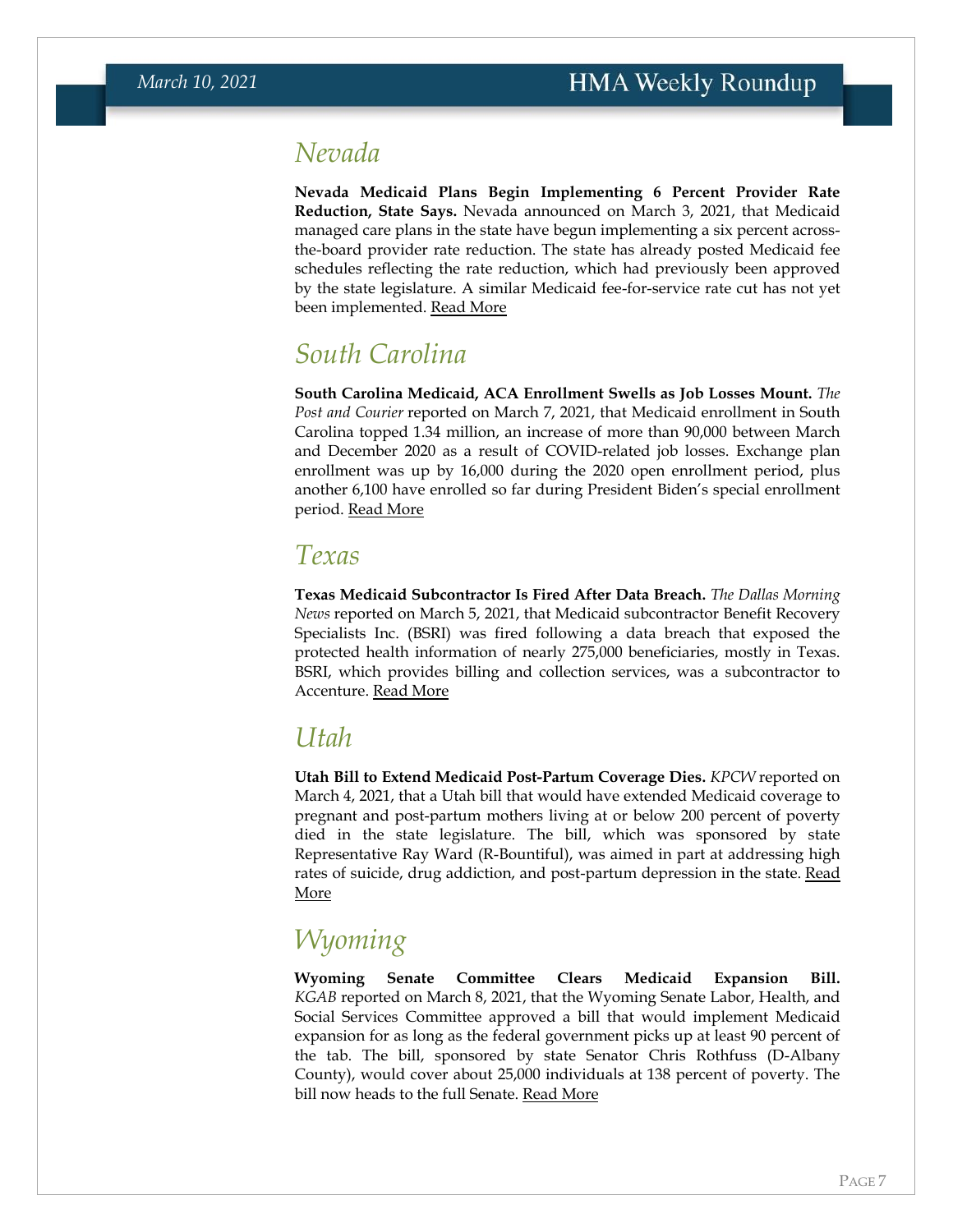## Nevada

**Nevada Medicaid Plans Begin Implementing 6 Percent Provider Rate Reduction, State Says.** Nevada announced on March 3, 2021, that Medicaid managed care plans in the state have begun implementing a six percent across-the-board provider rate reduction. The state has already posted Medicaid fee schedules reflecting the rate reduction, which had previously been approved by the state legislature. A similar Medicaid fee-for-service rate cut has not yet been implemented. Read More

## South Carolina

**South Carolina Medicaid, ACA Enrollment Swells as Job Losses Mount.** *The Post and Courier* reported on March 7, 2021, that Medicaid enrollment in South Carolina topped 1.34 million, an increase of more than 90,000 between March and December 2020 as a result of COVID-related job losses. Exchange plan enrollment was up by 16,000 during the 2020 open enrollment period, plus another 6,100 have enrolled so far during President Biden's special enrollment period. Read More

## Texas

**Texas Medicaid Subcontractor Is Fired After Data Breach.** *The Dallas Morning News* reported on March 5, 2021, that Medicaid subcontractor Benefit Recovery Specialists Inc. (BSRI) was fired following a data breach that exposed the protected health information of nearly 275,000 beneficiaries, mostly in Texas. BSRI, which provides billing and collection services, was a subcontractor to Accenture. Read More

## Utah

**Utah Bill to Extend Medicaid Post-Partum Coverage Dies.** *KPCW* reported on March 4, 2021, that a Utah bill that would have extended Medicaid coverage to pregnant and post-partum mothers living at or below 200 percent of poverty died in the state legislature. The bill, which was sponsored by state Representative Ray Ward (R-Bountiful), was aimed in part at addressing high rates of suicide, drug addiction, and post-partum depression in the state. Read More

## Wyoming

**Wyoming Senate Committee Clears Medicaid Expansion Bill.** *KGAB* reported on March 8, 2021, that the Wyoming Senate Labor, Health, and Social Services Committee approved a bill that would implement Medicaid expansion for as long as the federal government picks up at least 90 percent of the tab. The bill, sponsored by state Senator Chris Rothfuss (D-Albany County), would cover about 25,000 individuals at 138 percent of poverty. The bill now heads to the full Senate. Read More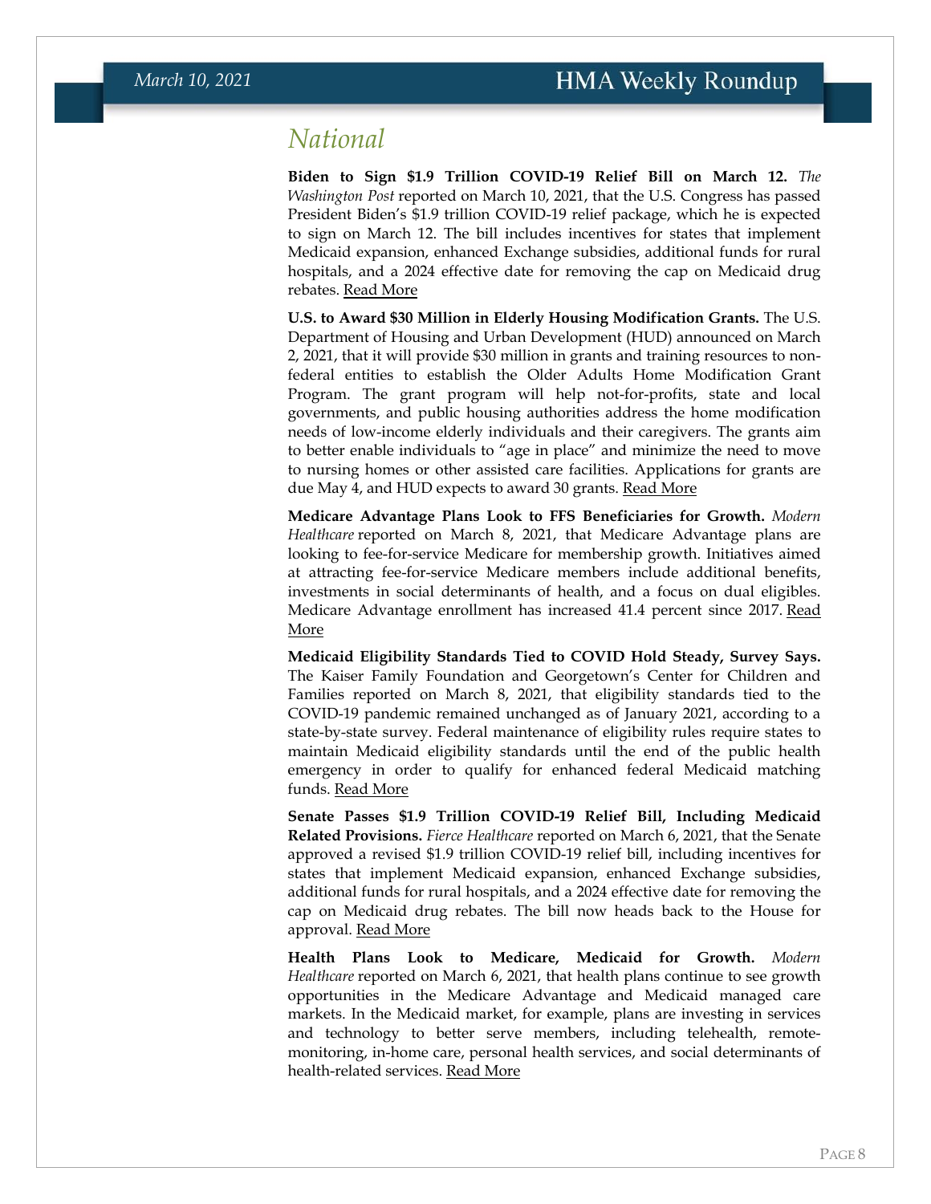# National

**Biden to Sign $1.9 Trillion COVID-19 Relief Bill on March 12.** *The Washington Post* reported on March 10, 2021, that the U.S. Congress has passed President Biden's $1.9 trillion COVID-19 relief package, which he is expected to sign on March 12. The bill includes incentives for states that implement Medicaid expansion, enhanced Exchange subsidies, additional funds for rural hospitals, and a 2024 effective date for removing the cap on Medicaid drug rebates. Read More

**U.S. to Award $30 Million in Elderly Housing Modification Grants.** The U.S. Department of Housing and Urban Development (HUD) announced on March 2, 2021, that it will provide $30 million in grants and training resources to non-federal entities to establish the Older Adults Home Modification Grant Program. The grant program will help not-for-profits, state and local governments, and public housing authorities address the home modification needs of low-income elderly individuals and their caregivers. The grants aim to better enable individuals to "age in place" and minimize the need to move to nursing homes or other assisted care facilities. Applications for grants are due May 4, and HUD expects to award 30 grants. Read More

**Medicare Advantage Plans Look to FFS Beneficiaries for Growth.** *Modern Healthcare* reported on March 8, 2021, that Medicare Advantage plans are looking to fee-for-service Medicare for membership growth. Initiatives aimed at attracting fee-for-service Medicare members include additional benefits, investments in social determinants of health, and a focus on dual eligibles. Medicare Advantage enrollment has increased 41.4 percent since 2017. Read More

**Medicaid Eligibility Standards Tied to COVID Hold Steady, Survey Says.** The Kaiser Family Foundation and Georgetown's Center for Children and Families reported on March 8, 2021, that eligibility standards tied to the COVID-19 pandemic remained unchanged as of January 2021, according to a state-by-state survey. Federal maintenance of eligibility rules require states to maintain Medicaid eligibility standards until the end of the public health emergency in order to qualify for enhanced federal Medicaid matching funds. Read More

**Senate Passes $1.9 Trillion COVID-19 Relief Bill, Including Medicaid Related Provisions.** *Fierce Healthcare* reported on March 6, 2021, that the Senate approved a revised $1.9 trillion COVID-19 relief bill, including incentives for states that implement Medicaid expansion, enhanced Exchange subsidies, additional funds for rural hospitals, and a 2024 effective date for removing the cap on Medicaid drug rebates. The bill now heads back to the House for approval. Read More

**Health Plans Look to Medicare, Medicaid for Growth.** *Modern Healthcare* reported on March 6, 2021, that health plans continue to see growth opportunities in the Medicare Advantage and Medicaid managed care markets. In the Medicaid market, for example, plans are investing in services and technology to better serve members, including telehealth, remote-monitoring, in-home care, personal health services, and social determinants of health-related services. Read More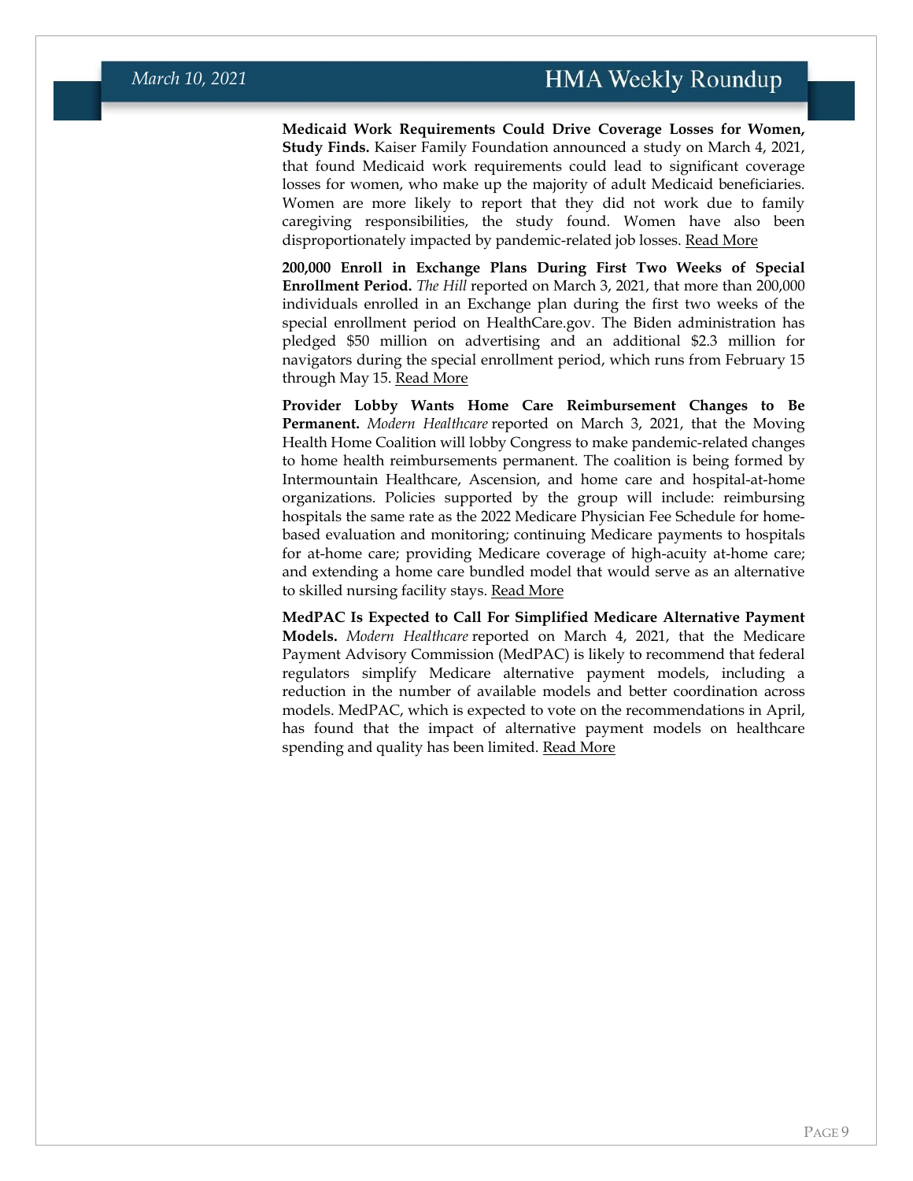**Medicaid Work Requirements Could Drive Coverage Losses for Women, Study Finds.** Kaiser Family Foundation announced a study on March 4, 2021, that found Medicaid work requirements could lead to significant coverage losses for women, who make up the majority of adult Medicaid beneficiaries. Women are more likely to report that they did not work due to family caregiving responsibilities, the study found. Women have also been disproportionately impacted by pandemic-related job losses. Read More

**200,000 Enroll in Exchange Plans During First Two Weeks of Special Enrollment Period.** *The Hill* reported on March 3, 2021, that more than 200,000 individuals enrolled in an Exchange plan during the first two weeks of the special enrollment period on HealthCare.gov. The Biden administration has pledged $50 million on advertising and an additional $2.3 million for navigators during the special enrollment period, which runs from February 15 through May 15. Read More

**Provider Lobby Wants Home Care Reimbursement Changes to Be Permanent.** *Modern Healthcare* reported on March 3, 2021, that the Moving Health Home Coalition will lobby Congress to make pandemic-related changes to home health reimbursements permanent. The coalition is being formed by Intermountain Healthcare, Ascension, and home care and hospital-at-home organizations. Policies supported by the group will include: reimbursing hospitals the same rate as the 2022 Medicare Physician Fee Schedule for home-based evaluation and monitoring; continuing Medicare payments to hospitals for at-home care; providing Medicare coverage of high-acuity at-home care; and extending a home care bundled model that would serve as an alternative to skilled nursing facility stays. Read More

**MedPAC Is Expected to Call For Simplified Medicare Alternative Payment Models.** *Modern Healthcare* reported on March 4, 2021, that the Medicare Payment Advisory Commission (MedPAC) is likely to recommend that federal regulators simplify Medicare alternative payment models, including a reduction in the number of available models and better coordination across models. MedPAC, which is expected to vote on the recommendations in April, has found that the impact of alternative payment models on healthcare spending and quality has been limited. Read More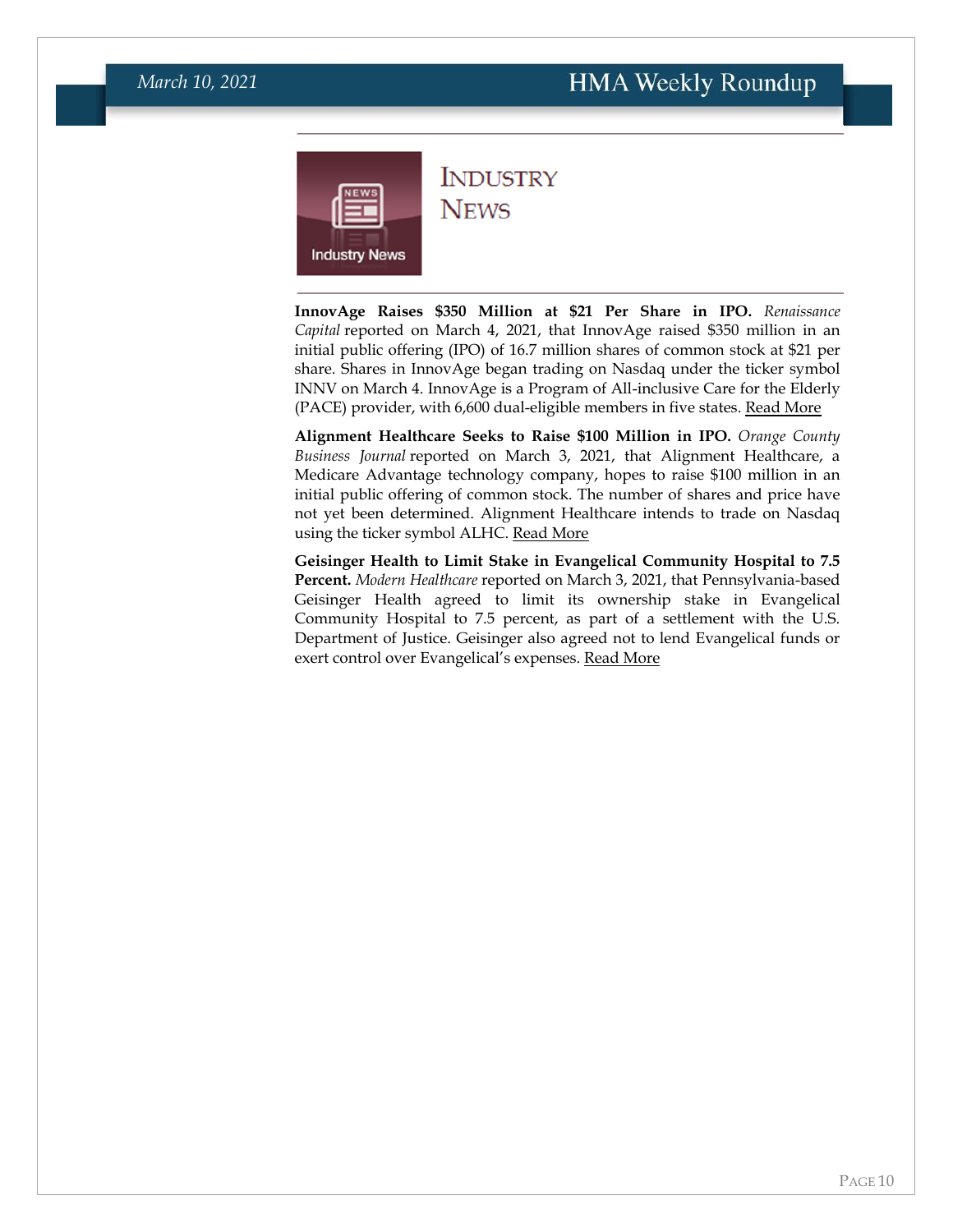# Industry News

**InnovAge Raises $350 Million at $21 Per Share in IPO.** *Renaissance Capital* reported on March 4, 2021, that InnovAge raised $350 million in an initial public offering (IPO) of 16.7 million shares of common stock at $21 per share. Shares in InnovAge began trading on Nasdaq under the ticker symbol INNV on March 4. InnovAge is a Program of All-inclusive Care for the Elderly (PACE) provider, with 6,600 dual-eligible members in five states. Read More

**Alignment Healthcare Seeks to Raise $100 Million in IPO.** *Orange County Business Journal* reported on March 3, 2021, that Alignment Healthcare, a Medicare Advantage technology company, hopes to raise $100 million in an initial public offering of common stock. The number of shares and price have not yet been determined. Alignment Healthcare intends to trade on Nasdaq using the ticker symbol ALHC. Read More

**Geisinger Health to Limit Stake in Evangelical Community Hospital to 7.5 Percent.** *Modern Healthcare* reported on March 3, 2021, that Pennsylvania-based Geisinger Health agreed to limit its ownership stake in Evangelical Community Hospital to 7.5 percent, as part of a settlement with the U.S. Department of Justice. Geisinger also agreed not to lend Evangelical funds or exert control over Evangelical's expenses. Read More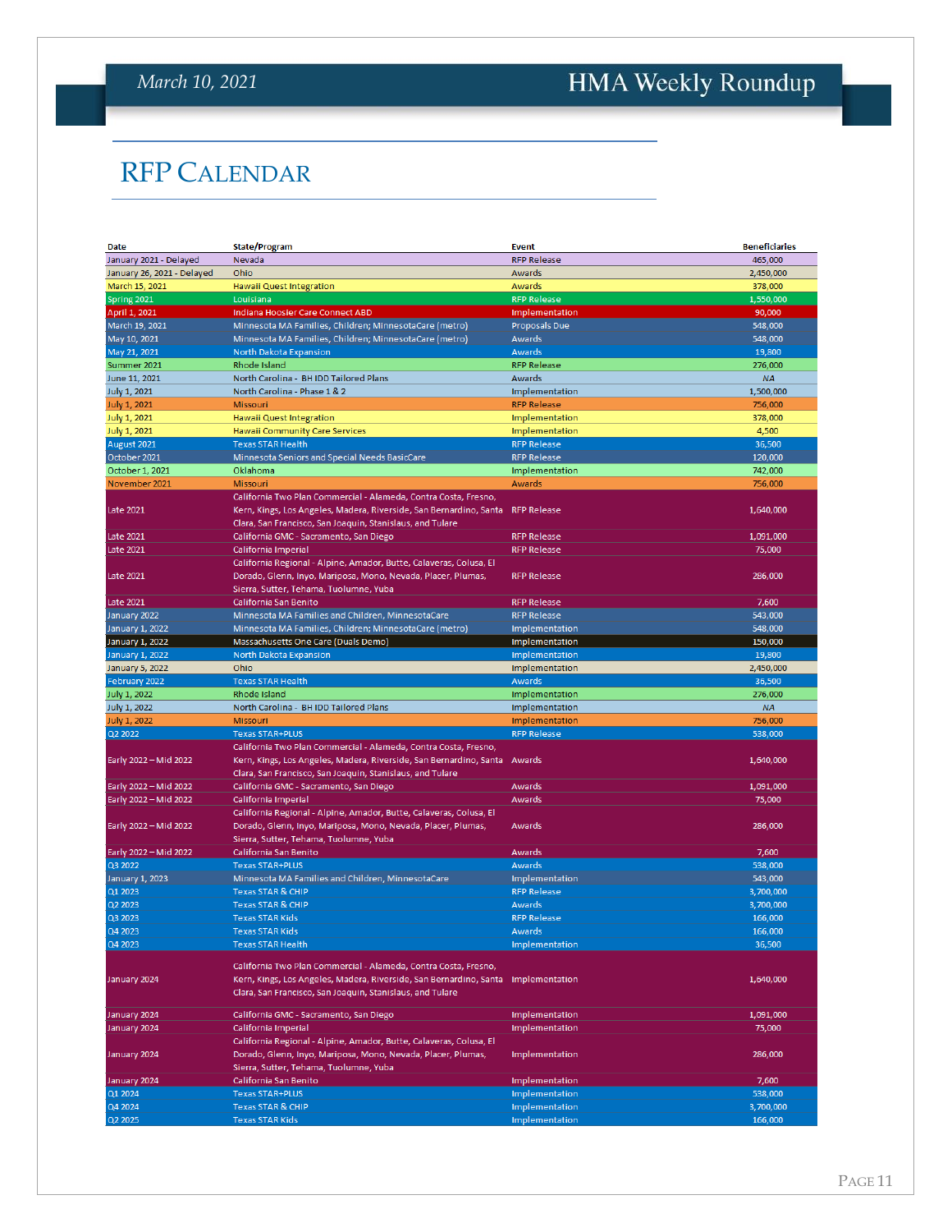# RFP Calendar

| Date | State/Program | Event | Beneficiaries |
|---|---|---|---|
| January 2021 - Delayed | Nevada | RFP Release | 465,000 |
| January 26, 2021 - Delayed | Ohio | Awards | 2,450,000 |
| March 15, 2021 | Hawaii Quest Integration | Awards | 378,000 |
| Spring 2021 | Louisiana | RFP Release | 1,550,000 |
| April 1, 2021 | Indiana Hoosier Care Connect ABD | Implementation | 90,000 |
| March 19, 2021 | Minnesota MA Families, Children; MinnesotaCare (metro) | Proposals Due | 548,000 |
| May 10, 2021 | Minnesota MA Families, Children; MinnesotaCare (metro) | Awards | 548,000 |
| May 21, 2021 | North Dakota Expansion | Awards | 19,800 |
| Summer 2021 | Rhode Island | RFP Release | 276,000 |
| June 11, 2021 | North Carolina - BH IDD Tailored Plans | Awards | NA |
| July 1, 2021 | North Carolina - Phase 1 & 2 | Implementation | 1,500,000 |
| July 1, 2021 | Missouri | RFP Release | 756,000 |
| July 1, 2021 | Hawaii Quest Integration | Implementation | 378,000 |
| July 1, 2021 | Hawaii Community Care Services | Implementation | 4,500 |
| August 2021 | Texas STAR Health | RFP Release | 36,500 |
| October 2021 | Minnesota Seniors and Special Needs BasicCare | RFP Release | 120,000 |
| October 1, 2021 | Oklahoma | Implementation | 742,000 |
| November 2021 | Missouri | Awards | 756,000 |
| Late 2021 | California Two Plan Commercial - Alameda, Contra Costa, Fresno, Kern, Kings, Los Angeles, Madera, Riverside, San Bernardino, Santa Clara, San Francisco, San Joaquin, Stanislaus, and Tulare | RFP Release | 1,640,000 |
| Late 2021 | California GMC - Sacramento, San Diego | RFP Release | 1,091,000 |
| Late 2021 | California Imperial | RFP Release | 75,000 |
| Late 2021 | California Regional - Alpine, Amador, Butte, Calaveras, Colusa, El Dorado, Glenn, Inyo, Mariposa, Mono, Nevada, Placer, Plumas, Sierra, Sutter, Tehama, Tuolumne, Yuba | RFP Release | 286,000 |
| Late 2021 | California San Benito | RFP Release | 7,600 |
| January 2022 | Minnesota MA Families and Children, MinnesotaCare | RFP Release | 543,000 |
| January 1, 2022 | Minnesota MA Families, Children; MinnesotaCare (metro) | Implementation | 548,000 |
| January 1, 2022 | Massachusetts One Care (Duals Demo) | Implementation | 150,000 |
| January 1, 2022 | North Dakota Expansion | Implementation | 19,800 |
| January 5, 2022 | Ohio | Implementation | 2,450,000 |
| February 2022 | Texas STAR Health | Awards | 36,500 |
| July 1, 2022 | Rhode Island | Implementation | 276,000 |
| July 1, 2022 | North Carolina - BH IDD Tailored Plans | Implementation | NA |
| July 1, 2022 | Missouri | Implementation | 756,000 |
| Q2 2022 | Texas STAR+PLUS | RFP Release | 538,000 |
| Early 2022 – Mid 2022 | California Two Plan Commercial - Alameda, Contra Costa, Fresno, Kern, Kings, Los Angeles, Madera, Riverside, San Bernardino, Santa Clara, San Francisco, San Joaquin, Stanislaus, and Tulare | Awards | 1,640,000 |
| Early 2022 – Mid 2022 | California GMC - Sacramento, San Diego | Awards | 1,091,000 |
| Early 2022 – Mid 2022 | California Imperial | Awards | 75,000 |
| Early 2022 – Mid 2022 | California Regional - Alpine, Amador, Butte, Calaveras, Colusa, El Dorado, Glenn, Inyo, Mariposa, Mono, Nevada, Placer, Plumas, Sierra, Sutter, Tehama, Tuolumne, Yuba | Awards | 286,000 |
| Early 2022 – Mid 2022 | California San Benito | Awards | 7,600 |
| Q3 2022 | Texas STAR+PLUS | Awards | 538,000 |
| January 1, 2023 | Minnesota MA Families and Children, MinnesotaCare | Implementation | 543,000 |
| Q1 2023 | Texas STAR & CHIP | RFP Release | 3,700,000 |
| Q2 2023 | Texas STAR & CHIP | Awards | 3,700,000 |
| Q3 2023 | Texas STAR Kids | RFP Release | 166,000 |
| Q4 2023 | Texas STAR Kids | Awards | 166,000 |
| Q4 2023 | Texas STAR Health | Implementation | 36,500 |
| January 2024 | California Two Plan Commercial - Alameda, Contra Costa, Fresno, Kern, Kings, Los Angeles, Madera, Riverside, San Bernardino, Santa Clara, San Francisco, San Joaquin, Stanislaus, and Tulare | Implementation | 1,640,000 |
| January 2024 | California GMC - Sacramento, San Diego | Implementation | 1,091,000 |
| January 2024 | California Imperial | Implementation | 75,000 |
| January 2024 | California Regional - Alpine, Amador, Butte, Calaveras, Colusa, El Dorado, Glenn, Inyo, Mariposa, Mono, Nevada, Placer, Plumas, Sierra, Sutter, Tehama, Tuolumne, Yuba | Implementation | 286,000 |
| January 2024 | California San Benito | Implementation | 7,600 |
| Q1 2024 | Texas STAR+PLUS | Implementation | 538,000 |
| Q4 2024 | Texas STAR & CHIP | Implementation | 3,700,000 |
| Q2 2025 | Texas STAR Kids | Implementation | 166,000 |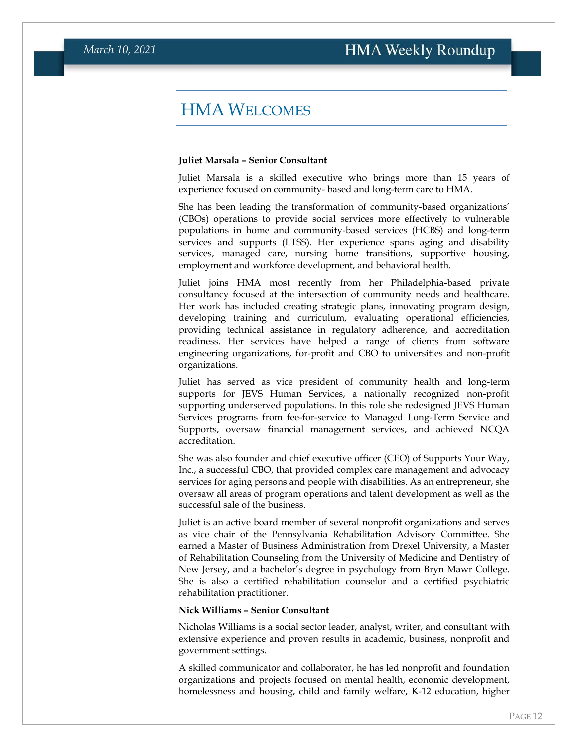## HMA WELCOMES

**Juliet Marsala – Senior Consultant**

Juliet Marsala is a skilled executive who brings more than 15 years of experience focused on community- based and long-term care to HMA.

She has been leading the transformation of community-based organizations' (CBOs) operations to provide social services more effectively to vulnerable populations in home and community-based services (HCBS) and long-term services and supports (LTSS). Her experience spans aging and disability services, managed care, nursing home transitions, supportive housing, employment and workforce development, and behavioral health.

Juliet joins HMA most recently from her Philadelphia-based private consultancy focused at the intersection of community needs and healthcare. Her work has included creating strategic plans, innovating program design, developing training and curriculum, evaluating operational efficiencies, providing technical assistance in regulatory adherence, and accreditation readiness. Her services have helped a range of clients from software engineering organizations, for-profit and CBO to universities and non-profit organizations.

Juliet has served as vice president of community health and long-term supports for JEVS Human Services, a nationally recognized non-profit supporting underserved populations. In this role she redesigned JEVS Human Services programs from fee-for-service to Managed Long-Term Service and Supports, oversaw financial management services, and achieved NCQA accreditation.

She was also founder and chief executive officer (CEO) of Supports Your Way, Inc., a successful CBO, that provided complex care management and advocacy services for aging persons and people with disabilities. As an entrepreneur, she oversaw all areas of program operations and talent development as well as the successful sale of the business.

Juliet is an active board member of several nonprofit organizations and serves as vice chair of the Pennsylvania Rehabilitation Advisory Committee. She earned a Master of Business Administration from Drexel University, a Master of Rehabilitation Counseling from the University of Medicine and Dentistry of New Jersey, and a bachelor's degree in psychology from Bryn Mawr College. She is also a certified rehabilitation counselor and a certified psychiatric rehabilitation practitioner.

**Nick Williams – Senior Consultant**

Nicholas Williams is a social sector leader, analyst, writer, and consultant with extensive experience and proven results in academic, business, nonprofit and government settings.

A skilled communicator and collaborator, he has led nonprofit and foundation organizations and projects focused on mental health, economic development, homelessness and housing, child and family welfare, K-12 education, higher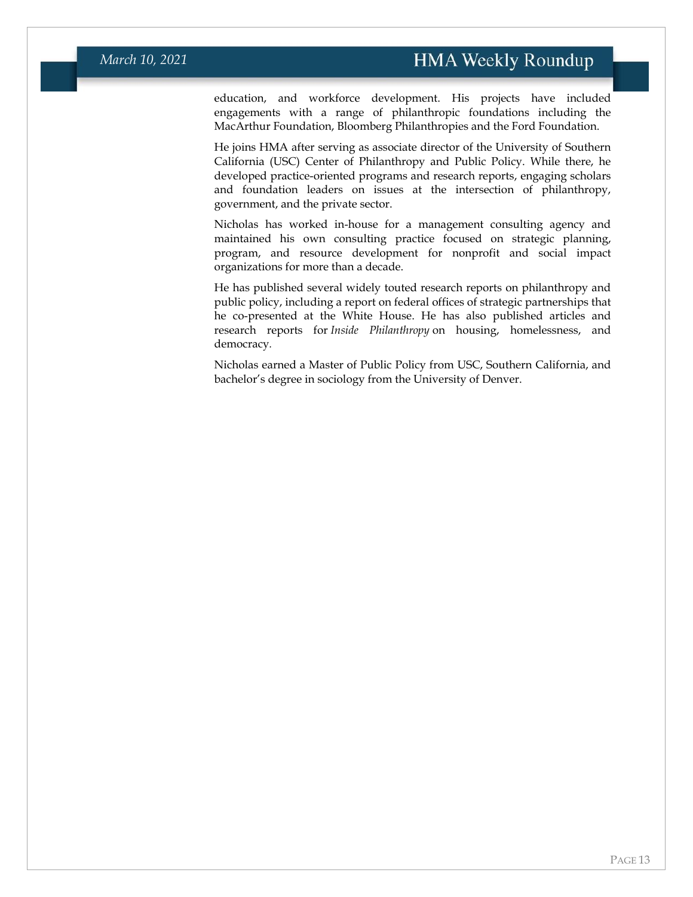education, and workforce development. His projects have included engagements with a range of philanthropic foundations including the MacArthur Foundation, Bloomberg Philanthropies and the Ford Foundation.

He joins HMA after serving as associate director of the University of Southern California (USC) Center of Philanthropy and Public Policy. While there, he developed practice-oriented programs and research reports, engaging scholars and foundation leaders on issues at the intersection of philanthropy, government, and the private sector.

Nicholas has worked in-house for a management consulting agency and maintained his own consulting practice focused on strategic planning, program, and resource development for nonprofit and social impact organizations for more than a decade.

He has published several widely touted research reports on philanthropy and public policy, including a report on federal offices of strategic partnerships that he co-presented at the White House. He has also published articles and research reports for *Inside Philanthropy* on housing, homelessness, and democracy.

Nicholas earned a Master of Public Policy from USC, Southern California, and bachelor's degree in sociology from the University of Denver.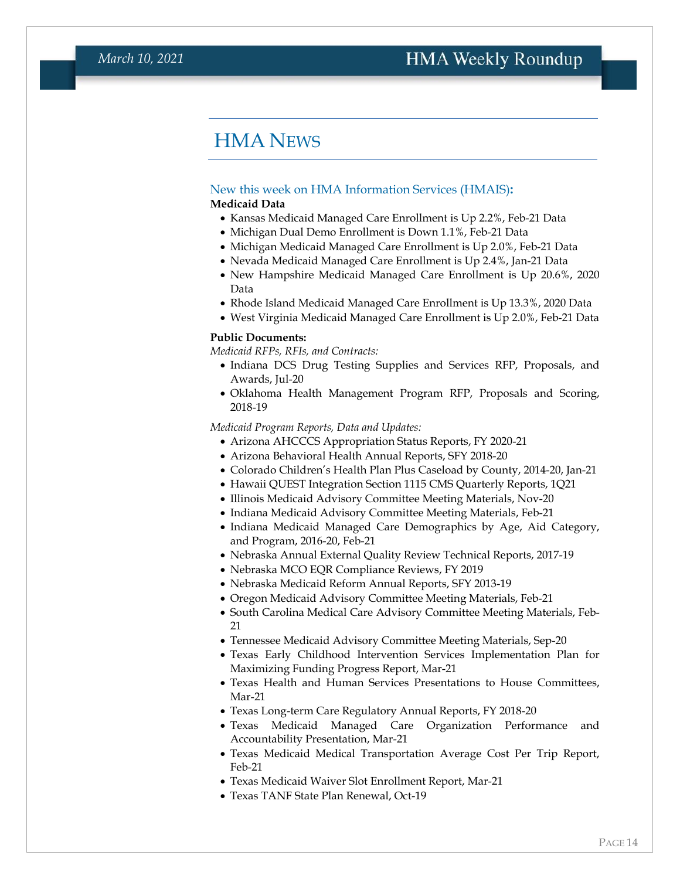# HMA News

## New this week on HMA Information Services (HMAIS):

**Medicaid Data**

- Kansas Medicaid Managed Care Enrollment is Up 2.2%, Feb-21 Data
- Michigan Dual Demo Enrollment is Down 1.1%, Feb-21 Data
- Michigan Medicaid Managed Care Enrollment is Up 2.0%, Feb-21 Data
- Nevada Medicaid Managed Care Enrollment is Up 2.4%, Jan-21 Data
- New Hampshire Medicaid Managed Care Enrollment is Up 20.6%, 2020 Data
- Rhode Island Medicaid Managed Care Enrollment is Up 13.3%, 2020 Data
- West Virginia Medicaid Managed Care Enrollment is Up 2.0%, Feb-21 Data

**Public Documents:**

*Medicaid RFPs, RFIs, and Contracts:*

- Indiana DCS Drug Testing Supplies and Services RFP, Proposals, and Awards, Jul-20
- Oklahoma Health Management Program RFP, Proposals and Scoring, 2018-19

*Medicaid Program Reports, Data and Updates:*

- Arizona AHCCCS Appropriation Status Reports, FY 2020-21
- Arizona Behavioral Health Annual Reports, SFY 2018-20
- Colorado Children's Health Plan Plus Caseload by County, 2014-20, Jan-21
- Hawaii QUEST Integration Section 1115 CMS Quarterly Reports, 1Q21
- Illinois Medicaid Advisory Committee Meeting Materials, Nov-20
- Indiana Medicaid Advisory Committee Meeting Materials, Feb-21
- Indiana Medicaid Managed Care Demographics by Age, Aid Category, and Program, 2016-20, Feb-21
- Nebraska Annual External Quality Review Technical Reports, 2017-19
- Nebraska MCO EQR Compliance Reviews, FY 2019
- Nebraska Medicaid Reform Annual Reports, SFY 2013-19
- Oregon Medicaid Advisory Committee Meeting Materials, Feb-21
- South Carolina Medical Care Advisory Committee Meeting Materials, Feb-21
- Tennessee Medicaid Advisory Committee Meeting Materials, Sep-20
- Texas Early Childhood Intervention Services Implementation Plan for Maximizing Funding Progress Report, Mar-21
- Texas Health and Human Services Presentations to House Committees, Mar-21
- Texas Long-term Care Regulatory Annual Reports, FY 2018-20
- Texas Medicaid Managed Care Organization Performance and Accountability Presentation, Mar-21
- Texas Medicaid Medical Transportation Average Cost Per Trip Report, Feb-21
- Texas Medicaid Waiver Slot Enrollment Report, Mar-21
- Texas TANF State Plan Renewal, Oct-19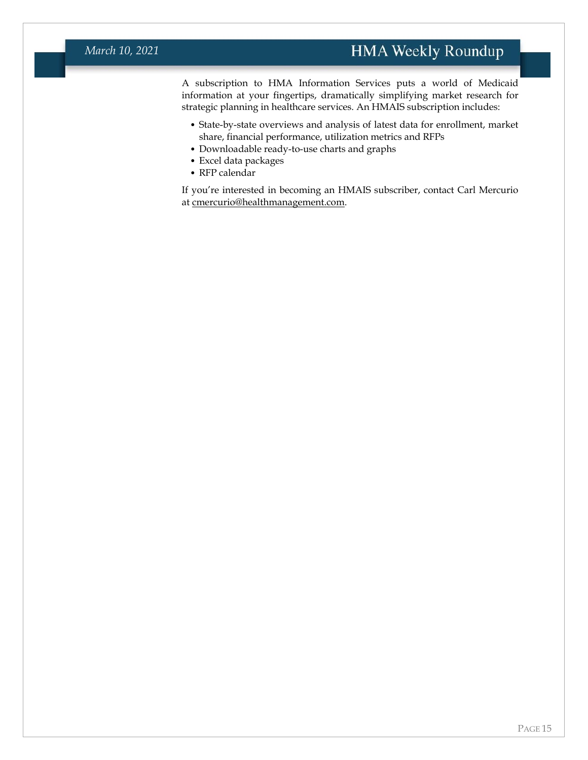A subscription to HMA Information Services puts a world of Medicaid information at your fingertips, dramatically simplifying market research for strategic planning in healthcare services. An HMAIS subscription includes:

- State-by-state overviews and analysis of latest data for enrollment, market share, financial performance, utilization metrics and RFPs
- Downloadable ready-to-use charts and graphs
- Excel data packages
- RFP calendar

If you're interested in becoming an HMAIS subscriber, contact Carl Mercurio at cmercurio@healthmanagement.com.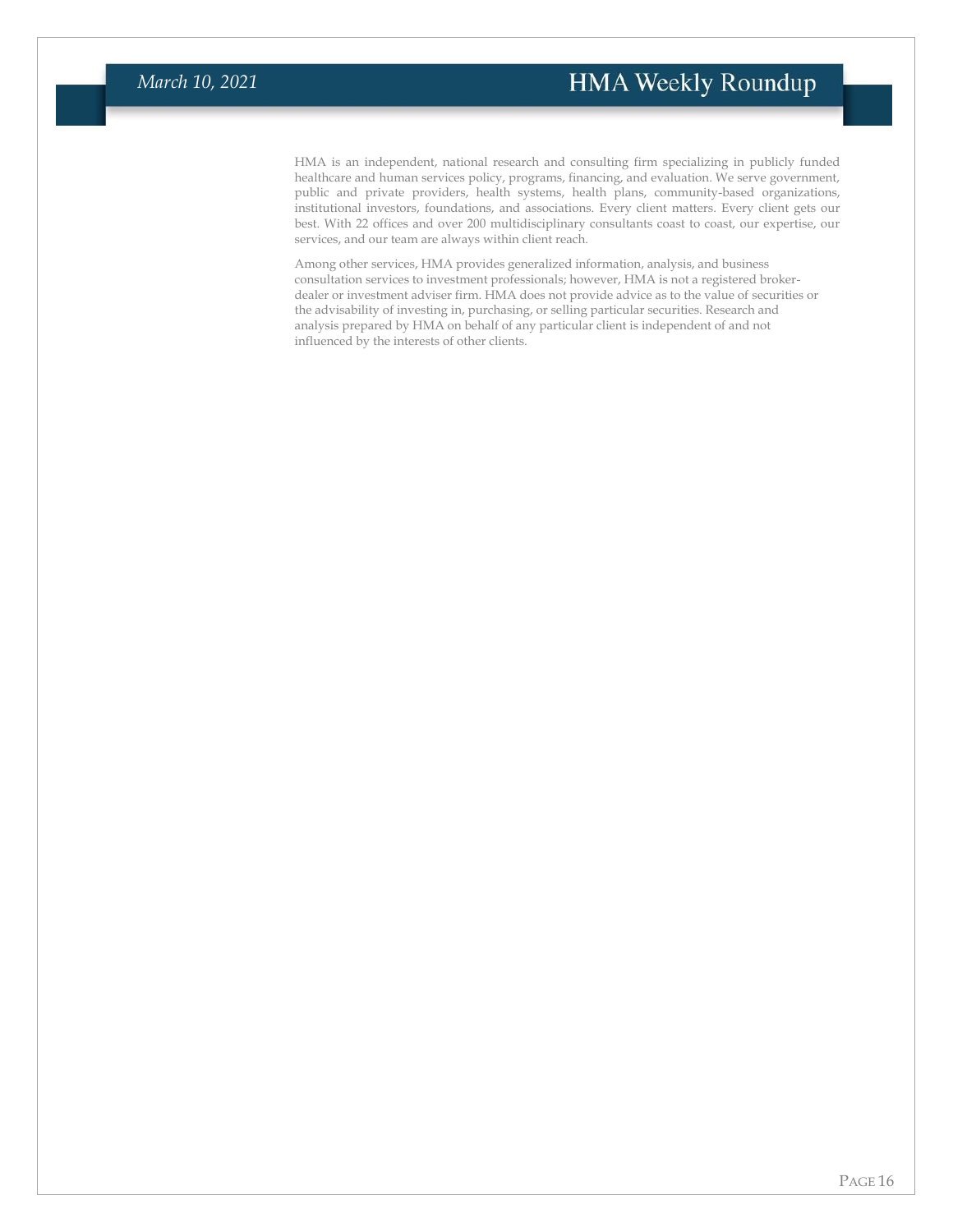HMA is an independent, national research and consulting firm specializing in publicly funded healthcare and human services policy, programs, financing, and evaluation. We serve government, public and private providers, health systems, health plans, community-based organizations, institutional investors, foundations, and associations. Every client matters. Every client gets our best. With 22 offices and over 200 multidisciplinary consultants coast to coast, our expertise, our services, and our team are always within client reach.

Among other services, HMA provides generalized information, analysis, and business consultation services to investment professionals; however, HMA is not a registered broker-dealer or investment adviser firm. HMA does not provide advice as to the value of securities or the advisability of investing in, purchasing, or selling particular securities. Research and analysis prepared by HMA on behalf of any particular client is independent of and not influenced by the interests of other clients.